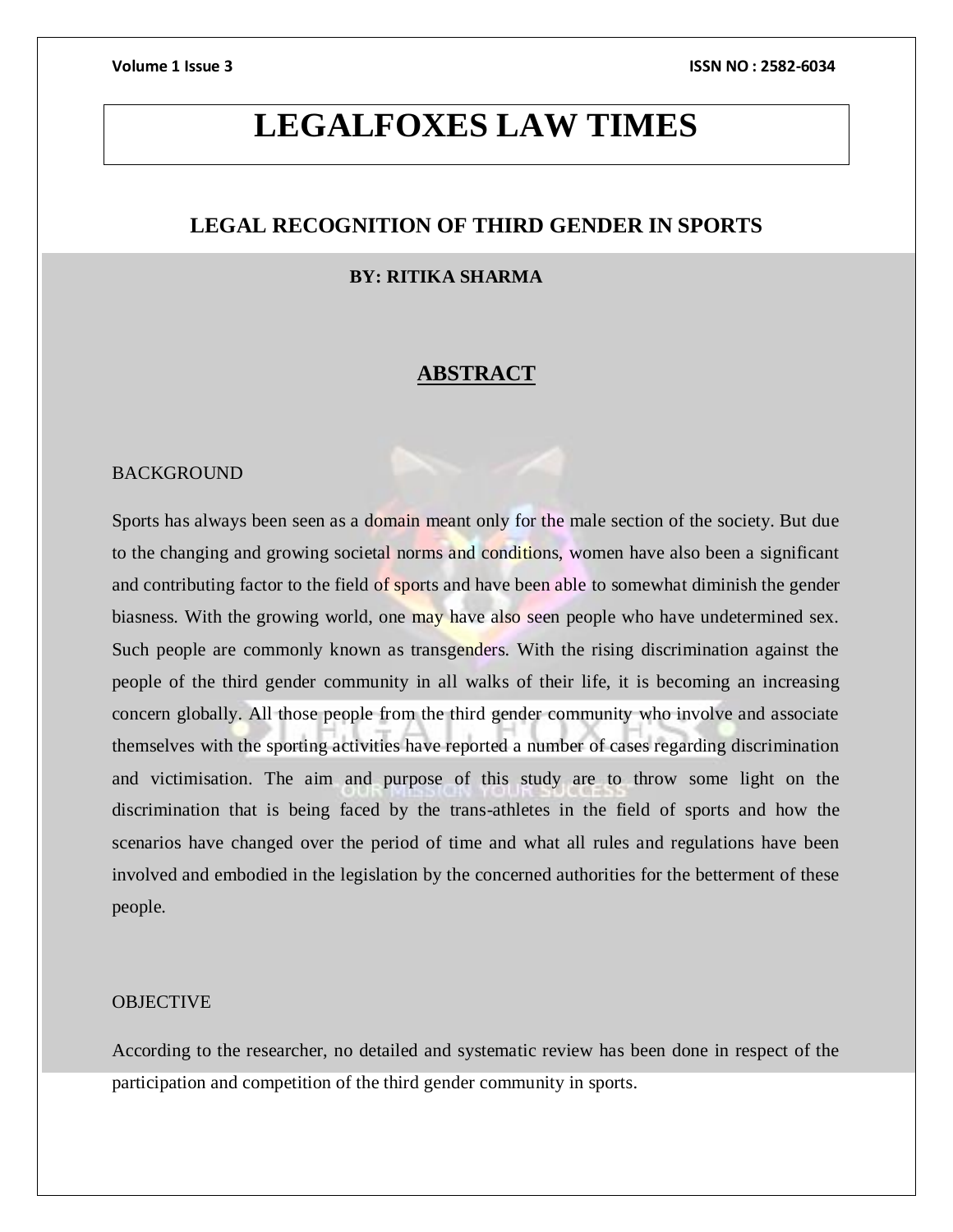# LEGALFOXES LAW TIMES

## LEGAL RECOGNITION OF THIRD GENDER IN SPORTS

**BY: RITIKA SHARMA**

## ABSTRACT

BACKGROUND

Sports has always been seen as a domain meant only for the male section of the society. But due to the changing and growing societal norms and conditions, women have also been a significant and contributing factor to the field of sports and have been able to somewhat diminish the gender biasness. With the growing world, one may have also seen people who have undetermined sex. Such people are commonly known as transgenders. With the rising discrimination against the people of the third gender community in all walks of their life, it is becoming an increasing concern globally. All those people from the third gender community who involve and associate themselves with the sporting activities have reported a number of cases regarding discrimination and victimisation. The aim and purpose of this study are to throw some light on the discrimination that is being faced by the trans-athletes in the field of sports and how the scenarios have changed over the period of time and what all rules and regulations have been involved and embodied in the legislation by the concerned authorities for the betterment of these people.

OBJECTIVE

According to the researcher, no detailed and systematic review has been done in respect of the participation and competition of the third gender community in sports.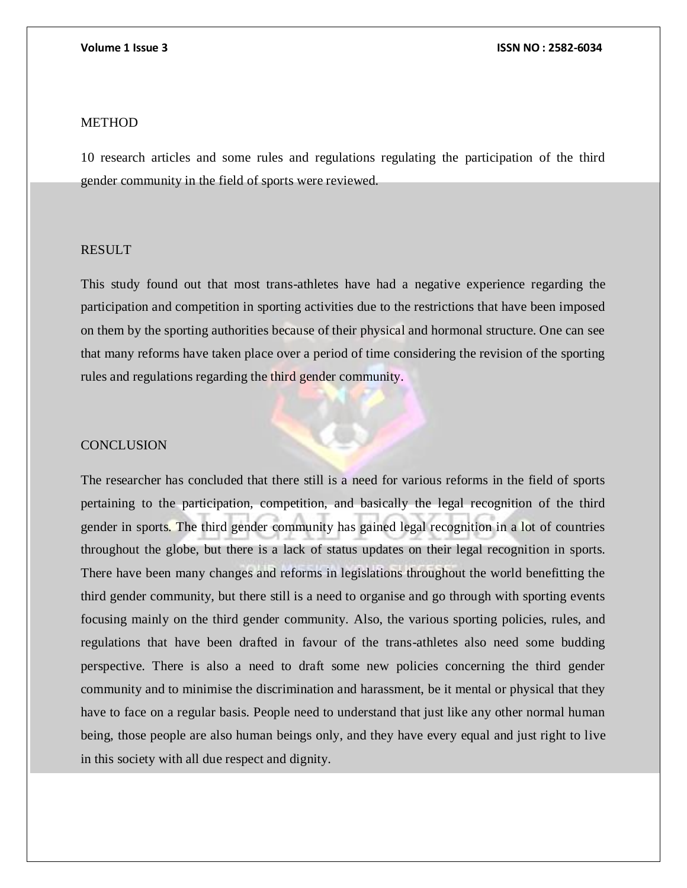## METHOD

10 research articles and some rules and regulations regulating the participation of the third gender community in the field of sports were reviewed.

## RESULT

This study found out that most trans-athletes have had a negative experience regarding the participation and competition in sporting activities due to the restrictions that have been imposed on them by the sporting authorities because of their physical and hormonal structure. One can see that many reforms have taken place over a period of time considering the revision of the sporting rules and regulations regarding the third gender community.

## CONCLUSION

The researcher has concluded that there still is a need for various reforms in the field of sports pertaining to the participation, competition, and basically the legal recognition of the third gender in sports. The third gender community has gained legal recognition in a lot of countries throughout the globe, but there is a lack of status updates on their legal recognition in sports. There have been many changes and reforms in legislations throughout the world benefitting the third gender community, but there still is a need to organise and go through with sporting events focusing mainly on the third gender community. Also, the various sporting policies, rules, and regulations that have been drafted in favour of the trans-athletes also need some budding perspective. There is also a need to draft some new policies concerning the third gender community and to minimise the discrimination and harassment, be it mental or physical that they have to face on a regular basis. People need to understand that just like any other normal human being, those people are also human beings only, and they have every equal and just right to live in this society with all due respect and dignity.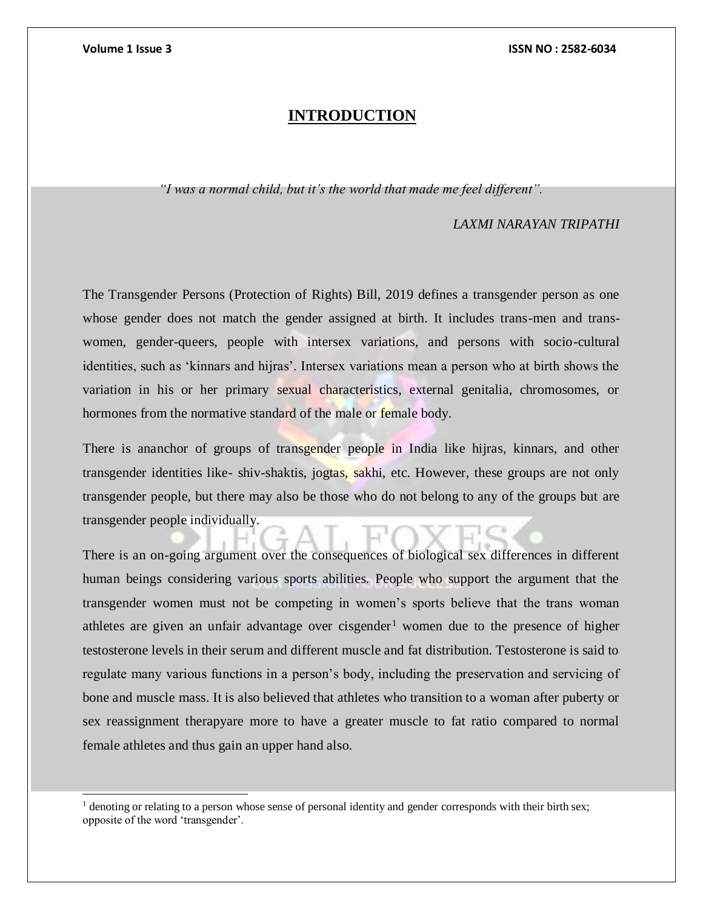# INTRODUCTION

*"I was a normal child, but it's the world that made me feel different".*

*LAXMI NARAYAN TRIPATHI*

The Transgender Persons (Protection of Rights) Bill, 2019 defines a transgender person as one whose gender does not match the gender assigned at birth. It includes trans-men and trans-women, gender-queers, people with intersex variations, and persons with socio-cultural identities, such as 'kinnars and hijras'. Intersex variations mean a person who at birth shows the variation in his or her primary sexual characteristics, external genitalia, chromosomes, or hormones from the normative standard of the male or female body.

There is ananchor of groups of transgender people in India like hijras, kinnars, and other transgender identities like- shiv-shaktis, jogtas, sakhi, etc. However, these groups are not only transgender people, but there may also be those who do not belong to any of the groups but are transgender people individually.

There is an on-going argument over the consequences of biological sex differences in different human beings considering various sports abilities. People who support the argument that the transgender women must not be competing in women's sports believe that the trans woman athletes are given an unfair advantage over cisgender[1] women due to the presence of higher testosterone levels in their serum and different muscle and fat distribution. Testosterone is said to regulate many various functions in a person's body, including the preservation and servicing of bone and muscle mass. It is also believed that athletes who transition to a woman after puberty or sex reassignment therapyare more to have a greater muscle to fat ratio compared to normal female athletes and thus gain an upper hand also.

[1] denoting or relating to a person whose sense of personal identity and gender corresponds with their birth sex; opposite of the word 'transgender'.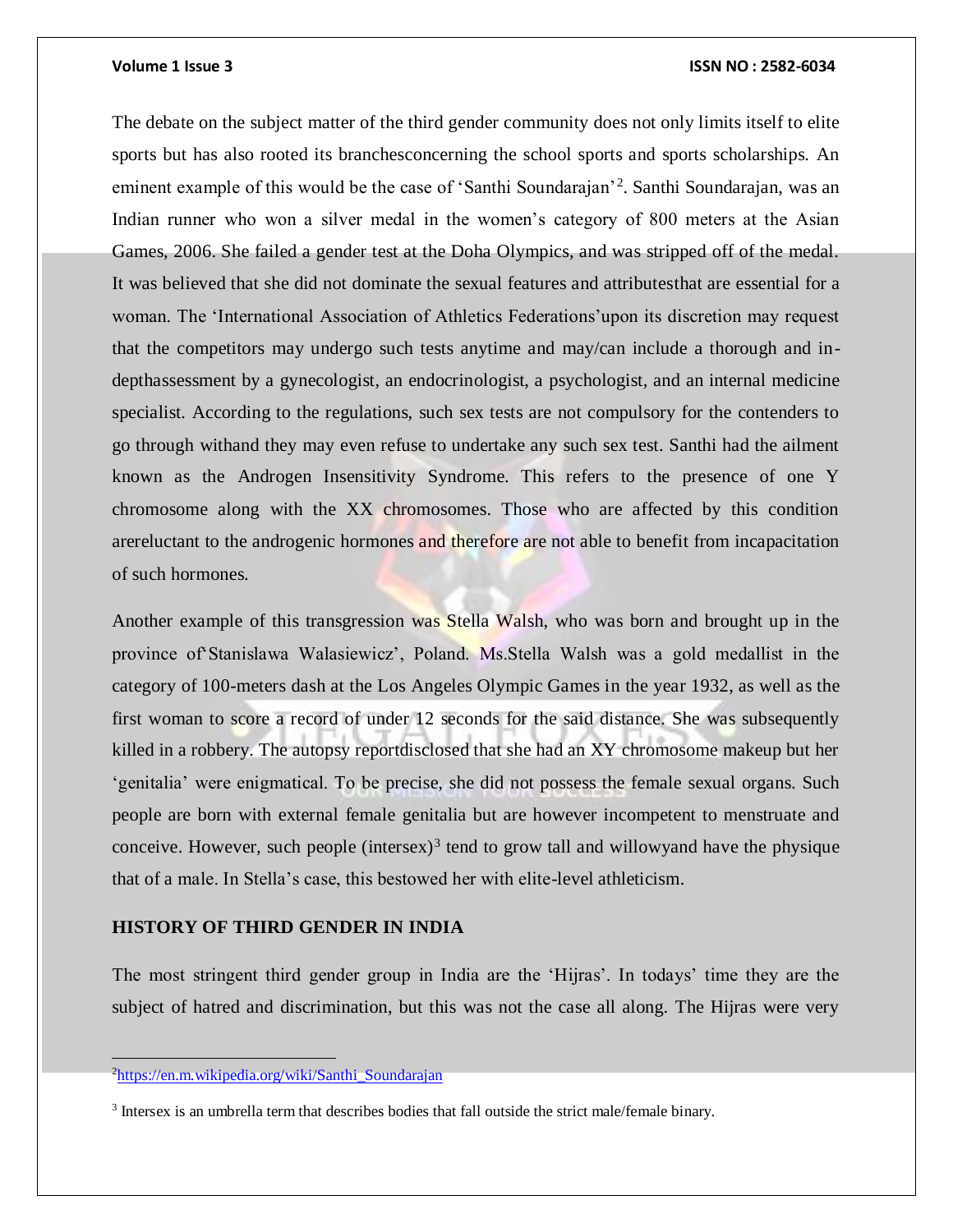The debate on the subject matter of the third gender community does not only limits itself to elite sports but has also rooted its branchesconcerning the school sports and sports scholarships. An eminent example of this would be the case of 'Santhi Soundarajan'[2]. Santhi Soundarajan, was an Indian runner who won a silver medal in the women's category of 800 meters at the Asian Games, 2006. She failed a gender test at the Doha Olympics, and was stripped off of the medal. It was believed that she did not dominate the sexual features and attributesthat are essential for a woman. The 'International Association of Athletics Federations'upon its discretion may request that the competitors may undergo such tests anytime and may/can include a thorough and in-depthassessment by a gynecologist, an endocrinologist, a psychologist, and an internal medicine specialist. According to the regulations, such sex tests are not compulsory for the contenders to go through withand they may even refuse to undertake any such sex test. Santhi had the ailment known as the Androgen Insensitivity Syndrome. This refers to the presence of one Y chromosome along with the XX chromosomes. Those who are affected by this condition arereluctant to the androgenic hormones and therefore are not able to benefit from incapacitation of such hormones.

Another example of this transgression was Stella Walsh, who was born and brought up in the province of'Stanislawa Walasiewicz', Poland. Ms.Stella Walsh was a gold medallist in the category of 100-meters dash at the Los Angeles Olympic Games in the year 1932, as well as the first woman to score a record of under 12 seconds for the said distance. She was subsequently killed in a robbery. The autopsy reportdisclosed that she had an XY chromosome makeup but her 'genitalia' were enigmatical. To be precise, she did not possess the female sexual organs. Such people are born with external female genitalia but are however incompetent to menstruate and conceive. However, such people (intersex)[3] tend to grow tall and willowyand have the physique that of a male. In Stella's case, this bestowed her with elite-level athleticism.

### HISTORY OF THIRD GENDER IN INDIA

The most stringent third gender group in India are the 'Hijras'. In todays' time they are the subject of hatred and discrimination, but this was not the case all along. The Hijras were very

---

[2] https://en.m.wikipedia.org/wiki/Santhi_Soundarajan

[3] Intersex is an umbrella term that describes bodies that fall outside the strict male/female binary.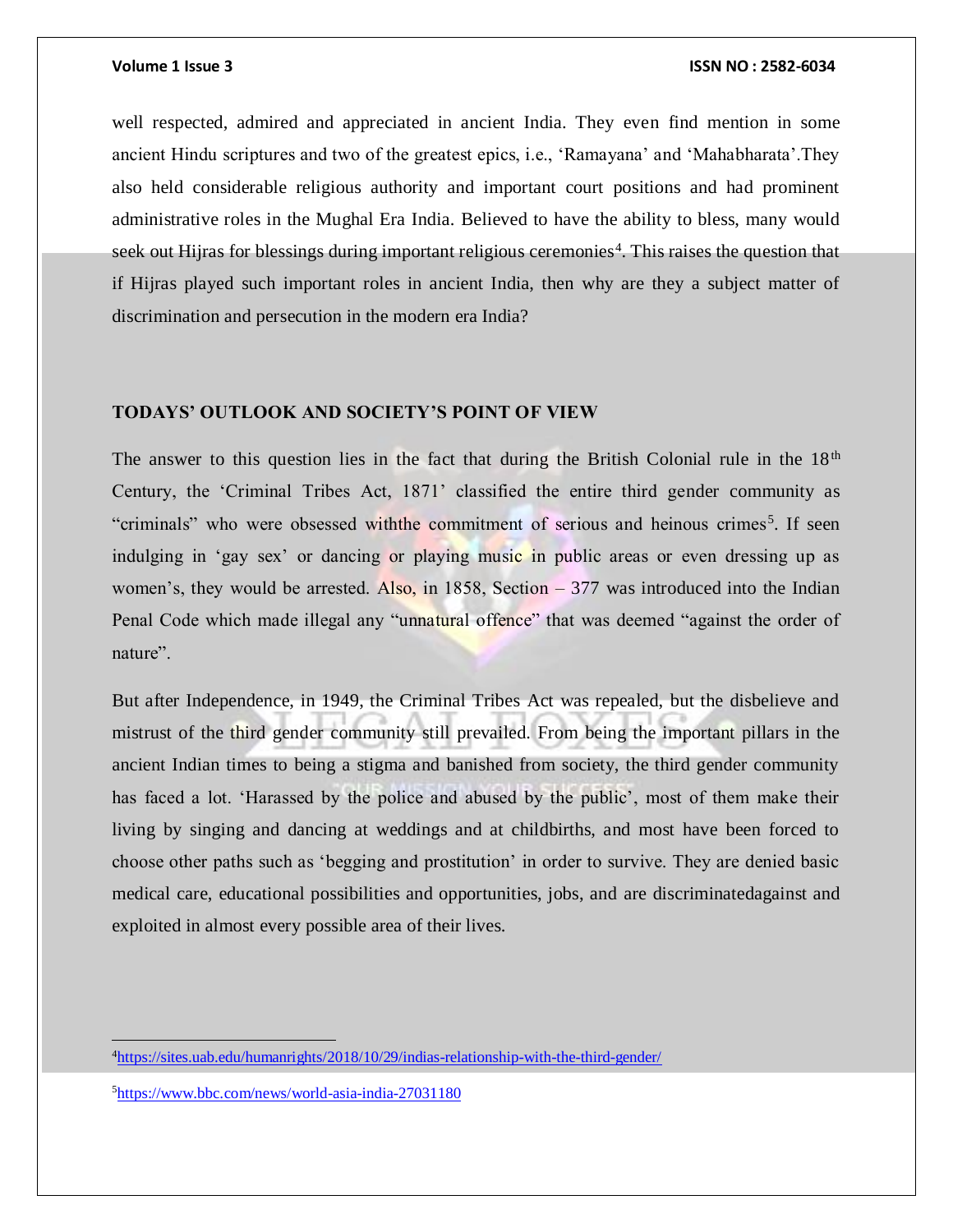well respected, admired and appreciated in ancient India. They even find mention in some ancient Hindu scriptures and two of the greatest epics, i.e., 'Ramayana' and 'Mahabharata'.They also held considerable religious authority and important court positions and had prominent administrative roles in the Mughal Era India. Believed to have the ability to bless, many would seek out Hijras for blessings during important religious ceremonies[4]. This raises the question that if Hijras played such important roles in ancient India, then why are they a subject matter of discrimination and persecution in the modern era India?

### TODAYS' OUTLOOK AND SOCIETY'S POINT OF VIEW

The answer to this question lies in the fact that during the British Colonial rule in the 18th Century, the 'Criminal Tribes Act, 1871' classified the entire third gender community as "criminals" who were obsessed withthe commitment of serious and heinous crimes[5]. If seen indulging in 'gay sex' or dancing or playing music in public areas or even dressing up as women's, they would be arrested. Also, in 1858, Section – 377 was introduced into the Indian Penal Code which made illegal any "unnatural offence" that was deemed "against the order of nature".

But after Independence, in 1949, the Criminal Tribes Act was repealed, but the disbelieve and mistrust of the third gender community still prevailed. From being the important pillars in the ancient Indian times to being a stigma and banished from society, the third gender community has faced a lot. 'Harassed by the police and abused by the public', most of them make their living by singing and dancing at weddings and at childbirths, and most have been forced to choose other paths such as 'begging and prostitution' in order to survive. They are denied basic medical care, educational possibilities and opportunities, jobs, and are discriminatedagainst and exploited in almost every possible area of their lives.

---

[4] https://sites.uab.edu/humanrights/2018/10/29/indias-relationship-with-the-third-gender/

[5] https://www.bbc.com/news/world-asia-india-27031180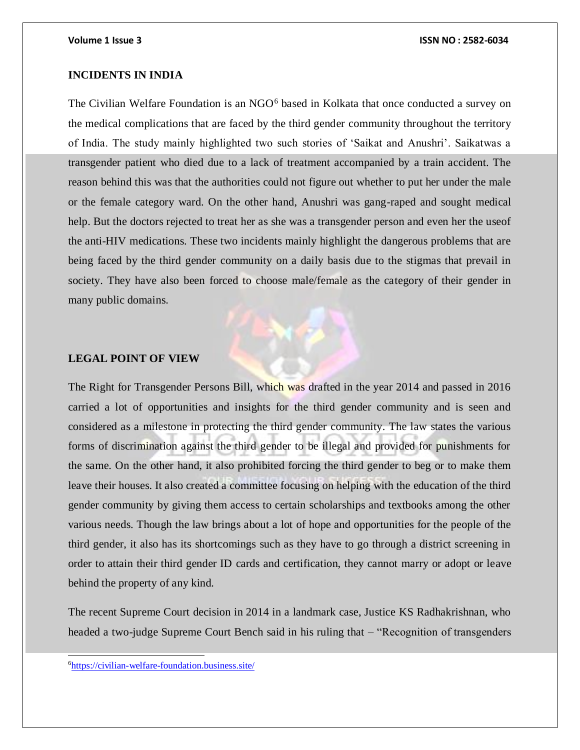## INCIDENTS IN INDIA

The Civilian Welfare Foundation is an NGO[6] based in Kolkata that once conducted a survey on the medical complications that are faced by the third gender community throughout the territory of India. The study mainly highlighted two such stories of 'Saikat and Anushri'. Saikatwas a transgender patient who died due to a lack of treatment accompanied by a train accident. The reason behind this was that the authorities could not figure out whether to put her under the male or the female category ward. On the other hand, Anushri was gang-raped and sought medical help. But the doctors rejected to treat her as she was a transgender person and even her the useof the anti-HIV medications. These two incidents mainly highlight the dangerous problems that are being faced by the third gender community on a daily basis due to the stigmas that prevail in society. They have also been forced to choose male/female as the category of their gender in many public domains.

## LEGAL POINT OF VIEW

The Right for Transgender Persons Bill, which was drafted in the year 2014 and passed in 2016 carried a lot of opportunities and insights for the third gender community and is seen and considered as a milestone in protecting the third gender community. The law states the various forms of discrimination against the third gender to be illegal and provided for punishments for the same. On the other hand, it also prohibited forcing the third gender to beg or to make them leave their houses. It also created a committee focusing on helping with the education of the third gender community by giving them access to certain scholarships and textbooks among the other various needs. Though the law brings about a lot of hope and opportunities for the people of the third gender, it also has its shortcomings such as they have to go through a district screening in order to attain their third gender ID cards and certification, they cannot marry or adopt or leave behind the property of any kind.

The recent Supreme Court decision in 2014 in a landmark case, Justice KS Radhakrishnan, who headed a two-judge Supreme Court Bench said in his ruling that – "Recognition of transgenders

---

[6] https://civilian-welfare-foundation.business.site/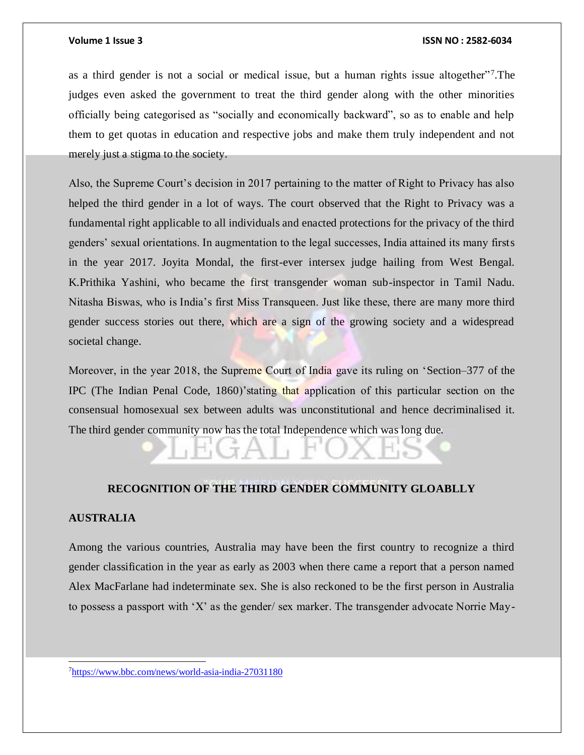as a third gender is not a social or medical issue, but a human rights issue altogether"[7].The judges even asked the government to treat the third gender along with the other minorities officially being categorised as "socially and economically backward", so as to enable and help them to get quotas in education and respective jobs and make them truly independent and not merely just a stigma to the society.

Also, the Supreme Court's decision in 2017 pertaining to the matter of Right to Privacy has also helped the third gender in a lot of ways. The court observed that the Right to Privacy was a fundamental right applicable to all individuals and enacted protections for the privacy of the third genders' sexual orientations. In augmentation to the legal successes, India attained its many firsts in the year 2017. Joyita Mondal, the first-ever intersex judge hailing from West Bengal. K.Prithika Yashini, who became the first transgender woman sub-inspector in Tamil Nadu. Nitasha Biswas, who is India's first Miss Transqueen. Just like these, there are many more third gender success stories out there, which are a sign of the growing society and a widespread societal change.

Moreover, in the year 2018, the Supreme Court of India gave its ruling on 'Section–377 of the IPC (The Indian Penal Code, 1860)'stating that application of this particular section on the consensual homosexual sex between adults was unconstitutional and hence decriminalised it. The third gender community now has the total Independence which was long due.

## RECOGNITION OF THE THIRD GENDER COMMUNITY GLOABLLY

### AUSTRALIA

Among the various countries, Australia may have been the first country to recognize a third gender classification in the year as early as 2003 when there came a report that a person named Alex MacFarlane had indeterminate sex. She is also reckoned to be the first person in Australia to possess a passport with 'X' as the gender/ sex marker. The transgender advocate Norrie May-

---

[7] https://www.bbc.com/news/world-asia-india-27031180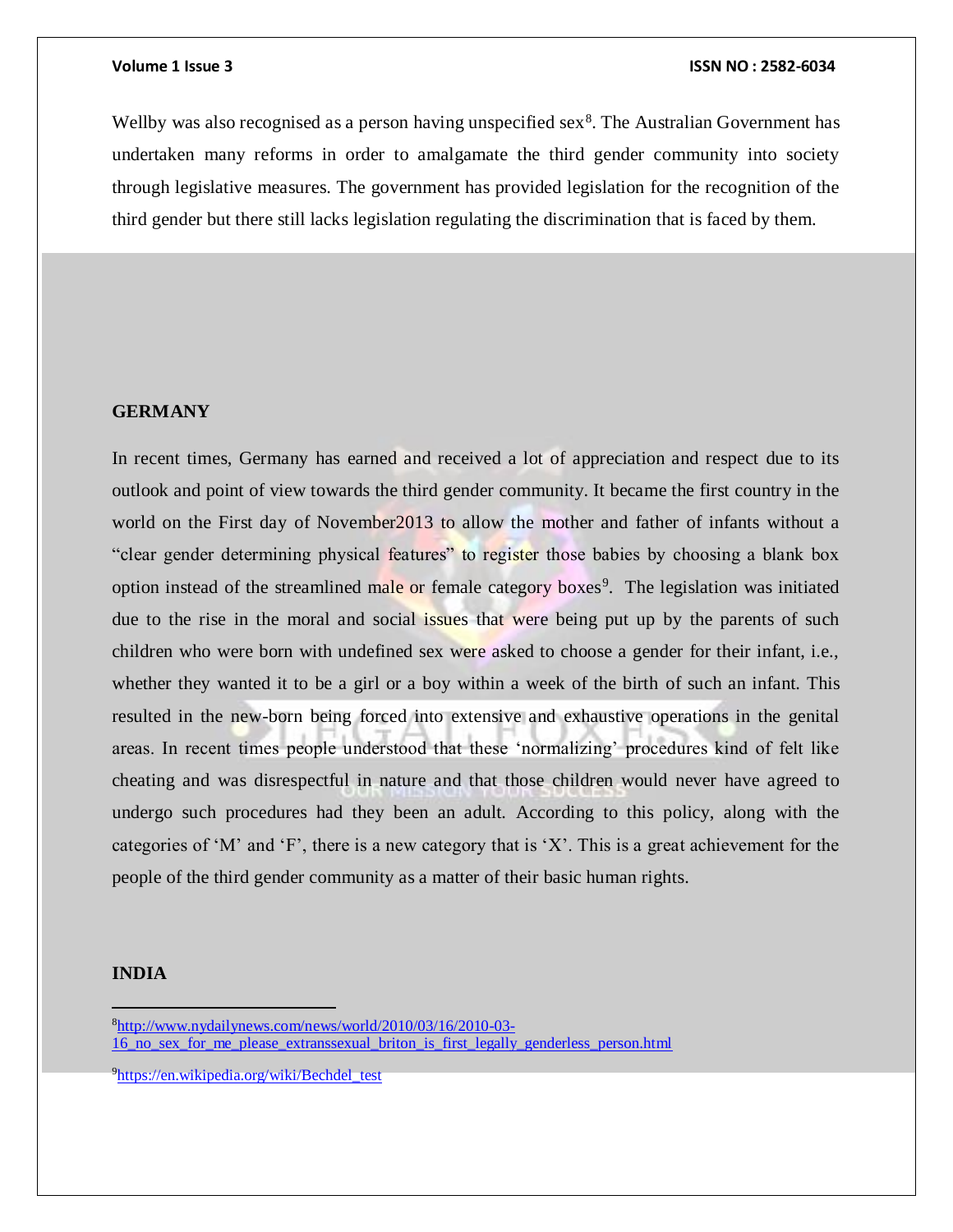Wellby was also recognised as a person having unspecified sex[8]. The Australian Government has undertaken many reforms in order to amalgamate the third gender community into society through legislative measures. The government has provided legislation for the recognition of the third gender but there still lacks legislation regulating the discrimination that is faced by them.

**GERMANY**

In recent times, Germany has earned and received a lot of appreciation and respect due to its outlook and point of view towards the third gender community. It became the first country in the world on the First day of November2013 to allow the mother and father of infants without a "clear gender determining physical features" to register those babies by choosing a blank box option instead of the streamlined male or female category boxes[9]. The legislation was initiated due to the rise in the moral and social issues that were being put up by the parents of such children who were born with undefined sex were asked to choose a gender for their infant, i.e., whether they wanted it to be a girl or a boy within a week of the birth of such an infant. This resulted in the new-born being forced into extensive and exhaustive operations in the genital areas. In recent times people understood that these 'normalizing' procedures kind of felt like cheating and was disrespectful in nature and that those children would never have agreed to undergo such procedures had they been an adult. According to this policy, along with the categories of 'M' and 'F', there is a new category that is 'X'. This is a great achievement for the people of the third gender community as a matter of their basic human rights.

**INDIA**

---

[8] http://www.nydailynews.com/news/world/2010/03/16/2010-03-16_no_sex_for_me_please_extranssexual_briton_is_first_legally_genderless_person.html

[9] https://en.wikipedia.org/wiki/Bechdel_test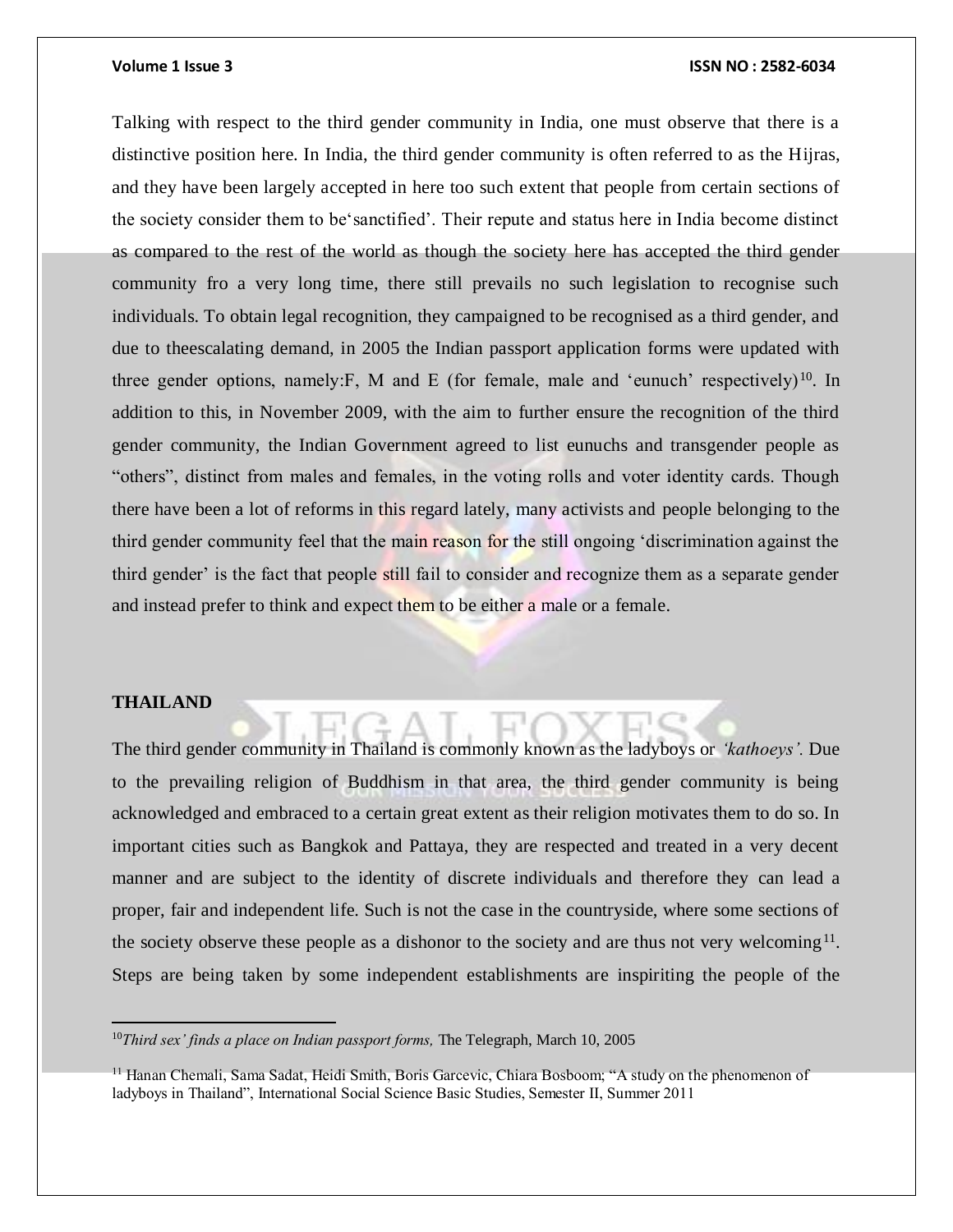Talking with respect to the third gender community in India, one must observe that there is a distinctive position here. In India, the third gender community is often referred to as the Hijras, and they have been largely accepted in here too such extent that people from certain sections of the society consider them to be'sanctified'. Their repute and status here in India become distinct as compared to the rest of the world as though the society here has accepted the third gender community fro a very long time, there still prevails no such legislation to recognise such individuals. To obtain legal recognition, they campaigned to be recognised as a third gender, and due to theescalating demand, in 2005 the Indian passport application forms were updated with three gender options, namely:F, M and E (for female, male and 'eunuch' respectively)[10]. In addition to this, in November 2009, with the aim to further ensure the recognition of the third gender community, the Indian Government agreed to list eunuchs and transgender people as "others", distinct from males and females, in the voting rolls and voter identity cards. Though there have been a lot of reforms in this regard lately, many activists and people belonging to the third gender community feel that the main reason for the still ongoing 'discrimination against the third gender' is the fact that people still fail to consider and recognize them as a separate gender and instead prefer to think and expect them to be either a male or a female.

**THAILAND**

The third gender community in Thailand is commonly known as the ladyboys or *'kathoeys'*. Due to the prevailing religion of Buddhism in that area, the third gender community is being acknowledged and embraced to a certain great extent as their religion motivates them to do so. In important cities such as Bangkok and Pattaya, they are respected and treated in a very decent manner and are subject to the identity of discrete individuals and therefore they can lead a proper, fair and independent life. Such is not the case in the countryside, where some sections of the society observe these people as a dishonor to the society and are thus not very welcoming[11]. Steps are being taken by some independent establishments are inspiriting the people of the

---

[10] *Third sex' finds a place on Indian passport forms,* The Telegraph, March 10, 2005

[11] Hanan Chemali, Sama Sadat, Heidi Smith, Boris Garcevic, Chiara Bosboom; "A study on the phenomenon of ladyboys in Thailand", International Social Science Basic Studies, Semester II, Summer 2011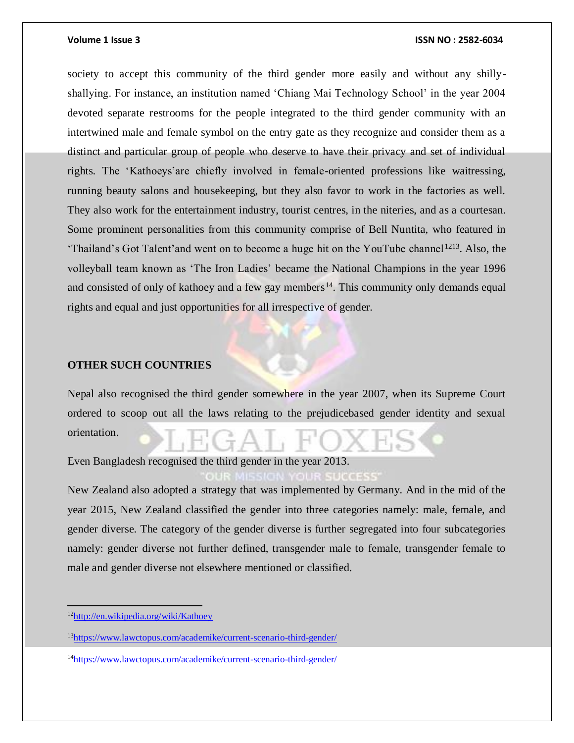society to accept this community of the third gender more easily and without any shilly-shallying. For instance, an institution named 'Chiang Mai Technology School' in the year 2004 devoted separate restrooms for the people integrated to the third gender community with an intertwined male and female symbol on the entry gate as they recognize and consider them as a distinct and particular group of people who deserve to have their privacy and set of individual rights. The 'Kathoeys'are chiefly involved in female-oriented professions like waitressing, running beauty salons and housekeeping, but they also favor to work in the factories as well. They also work for the entertainment industry, tourist centres, in the niteries, and as a courtesan. Some prominent personalities from this community comprise of Bell Nuntita, who featured in 'Thailand's Got Talent'and went on to become a huge hit on the YouTube channel[12][13]. Also, the volleyball team known as 'The Iron Ladies' became the National Champions in the year 1996 and consisted of only of kathoey and a few gay members[14]. This community only demands equal rights and equal and just opportunities for all irrespective of gender.

**OTHER SUCH COUNTRIES**

Nepal also recognised the third gender somewhere in the year 2007, when its Supreme Court ordered to scoop out all the laws relating to the prejudicebased gender identity and sexual orientation.

Even Bangladesh recognised the third gender in the year 2013.

New Zealand also adopted a strategy that was implemented by Germany. And in the mid of the year 2015, New Zealand classified the gender into three categories namely: male, female, and gender diverse. The category of the gender diverse is further segregated into four subcategories namely: gender diverse not further defined, transgender male to female, transgender female to male and gender diverse not elsewhere mentioned or classified.

---

[12] http://en.wikipedia.org/wiki/Kathoey

[13] https://www.lawctopus.com/academike/current-scenario-third-gender/

[14] https://www.lawctopus.com/academike/current-scenario-third-gender/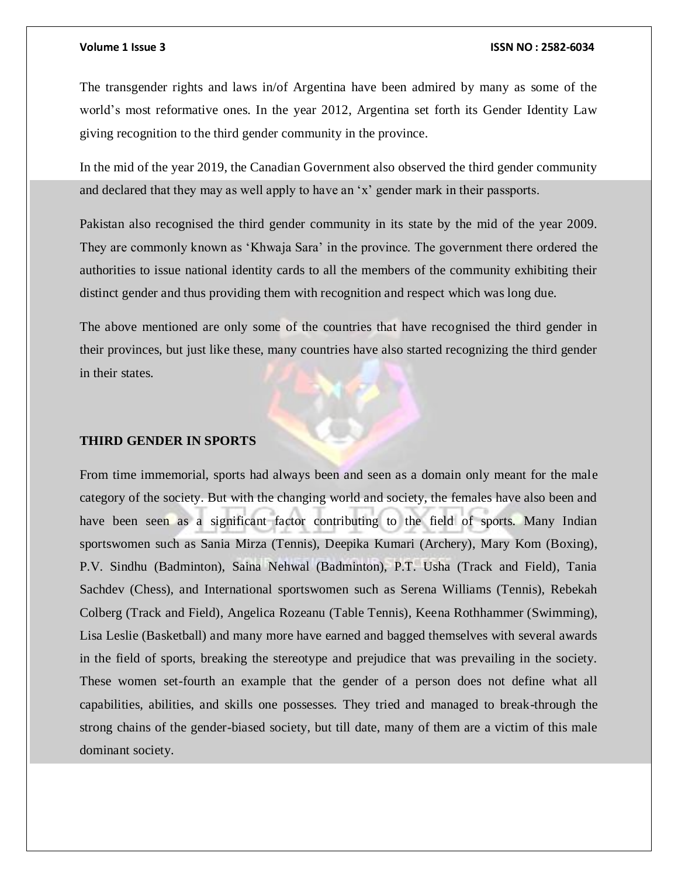The transgender rights and laws in/of Argentina have been admired by many as some of the world's most reformative ones. In the year 2012, Argentina set forth its Gender Identity Law giving recognition to the third gender community in the province.

In the mid of the year 2019, the Canadian Government also observed the third gender community and declared that they may as well apply to have an 'x' gender mark in their passports.

Pakistan also recognised the third gender community in its state by the mid of the year 2009. They are commonly known as 'Khwaja Sara' in the province. The government there ordered the authorities to issue national identity cards to all the members of the community exhibiting their distinct gender and thus providing them with recognition and respect which was long due.

The above mentioned are only some of the countries that have recognised the third gender in their provinces, but just like these, many countries have also started recognizing the third gender in their states.

## THIRD GENDER IN SPORTS

From time immemorial, sports had always been and seen as a domain only meant for the male category of the society. But with the changing world and society, the females have also been and have been seen as a significant factor contributing to the field of sports. Many Indian sportswomen such as Sania Mirza (Tennis), Deepika Kumari (Archery), Mary Kom (Boxing), P.V. Sindhu (Badminton), Saina Nehwal (Badminton), P.T. Usha (Track and Field), Tania Sachdev (Chess), and International sportswomen such as Serena Williams (Tennis), Rebekah Colberg (Track and Field), Angelica Rozeanu (Table Tennis), Keena Rothhammer (Swimming), Lisa Leslie (Basketball) and many more have earned and bagged themselves with several awards in the field of sports, breaking the stereotype and prejudice that was prevailing in the society. These women set-fourth an example that the gender of a person does not define what all capabilities, abilities, and skills one possesses. They tried and managed to break-through the strong chains of the gender-biased society, but till date, many of them are a victim of this male dominant society.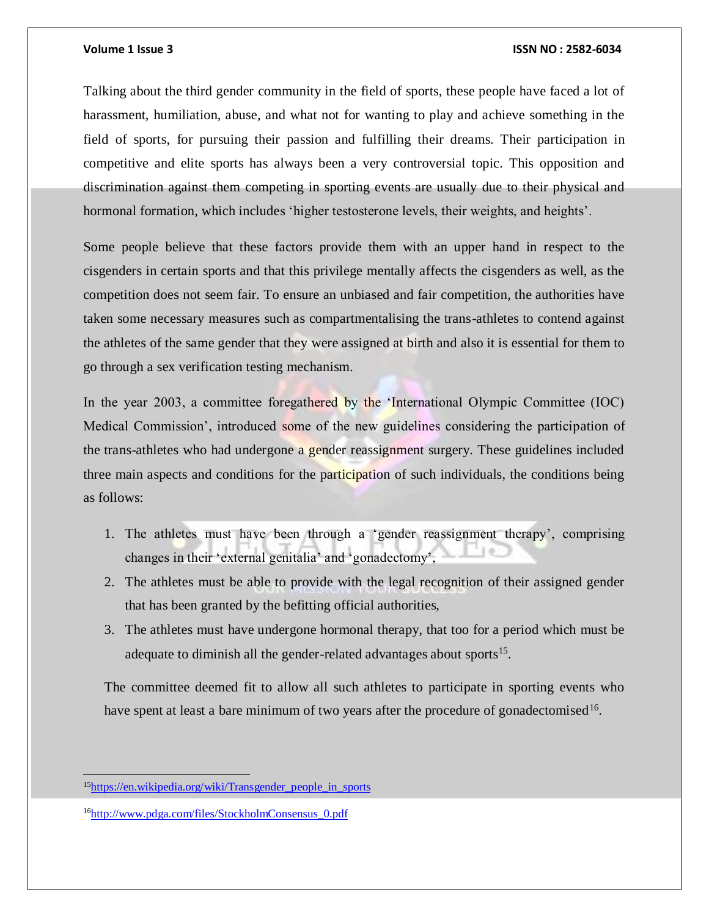Talking about the third gender community in the field of sports, these people have faced a lot of harassment, humiliation, abuse, and what not for wanting to play and achieve something in the field of sports, for pursuing their passion and fulfilling their dreams. Their participation in competitive and elite sports has always been a very controversial topic. This opposition and discrimination against them competing in sporting events are usually due to their physical and hormonal formation, which includes 'higher testosterone levels, their weights, and heights'.

Some people believe that these factors provide them with an upper hand in respect to the cisgenders in certain sports and that this privilege mentally affects the cisgenders as well, as the competition does not seem fair. To ensure an unbiased and fair competition, the authorities have taken some necessary measures such as compartmentalising the trans-athletes to contend against the athletes of the same gender that they were assigned at birth and also it is essential for them to go through a sex verification testing mechanism.

In the year 2003, a committee foregathered by the 'International Olympic Committee (IOC) Medical Commission', introduced some of the new guidelines considering the participation of the trans-athletes who had undergone a gender reassignment surgery. These guidelines included three main aspects and conditions for the participation of such individuals, the conditions being as follows:

1. The athletes must have been through a 'gender reassignment therapy', comprising changes in their 'external genitalia' and 'gonadectomy',
2. The athletes must be able to provide with the legal recognition of their assigned gender that has been granted by the befitting official authorities,
3. The athletes must have undergone hormonal therapy, that too for a period which must be adequate to diminish all the gender-related advantages about sports[15].

The committee deemed fit to allow all such athletes to participate in sporting events who have spent at least a bare minimum of two years after the procedure of gonadectomised[16].

---

[15] https://en.wikipedia.org/wiki/Transgender_people_in_sports

[16] http://www.pdga.com/files/StockholmConsensus_0.pdf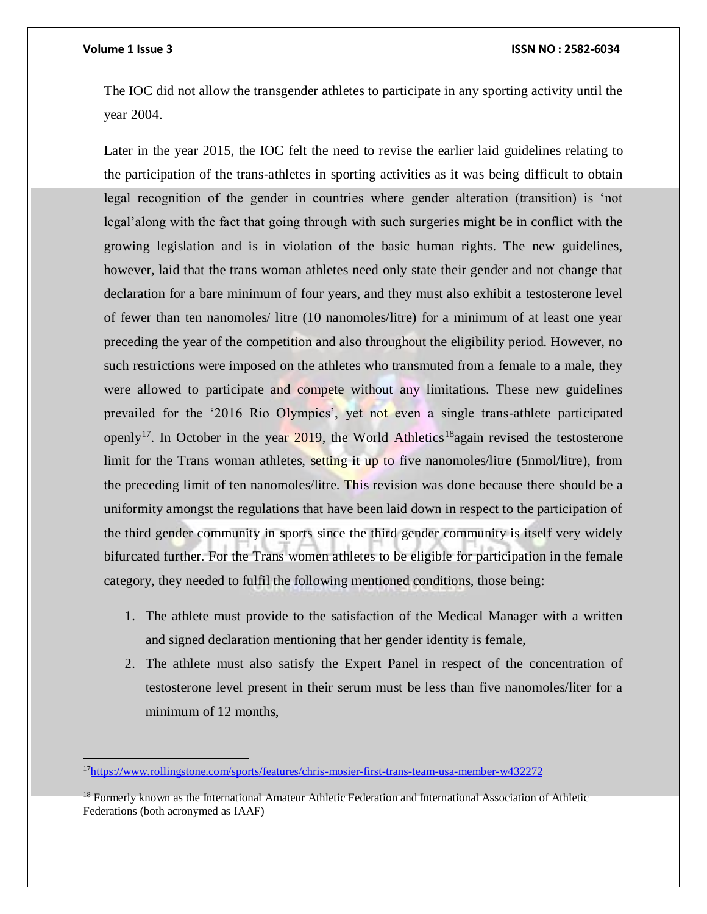The IOC did not allow the transgender athletes to participate in any sporting activity until the year 2004.

Later in the year 2015, the IOC felt the need to revise the earlier laid guidelines relating to the participation of the trans-athletes in sporting activities as it was being difficult to obtain legal recognition of the gender in countries where gender alteration (transition) is 'not legal'along with the fact that going through with such surgeries might be in conflict with the growing legislation and is in violation of the basic human rights. The new guidelines, however, laid that the trans woman athletes need only state their gender and not change that declaration for a bare minimum of four years, and they must also exhibit a testosterone level of fewer than ten nanomoles/ litre (10 nanomoles/litre) for a minimum of at least one year preceding the year of the competition and also throughout the eligibility period. However, no such restrictions were imposed on the athletes who transmuted from a female to a male, they were allowed to participate and compete without any limitations. These new guidelines prevailed for the '2016 Rio Olympics', yet not even a single trans-athlete participated openly[17]. In October in the year 2019, the World Athletics[18]again revised the testosterone limit for the Trans woman athletes, setting it up to five nanomoles/litre (5nmol/litre), from the preceding limit of ten nanomoles/litre. This revision was done because there should be a uniformity amongst the regulations that have been laid down in respect to the participation of the third gender community in sports since the third gender community is itself very widely bifurcated further. For the Trans women athletes to be eligible for participation in the female category, they needed to fulfil the following mentioned conditions, those being:

1. The athlete must provide to the satisfaction of the Medical Manager with a written and signed declaration mentioning that her gender identity is female,
2. The athlete must also satisfy the Expert Panel in respect of the concentration of testosterone level present in their serum must be less than five nanomoles/liter for a minimum of 12 months,

---

[17] https://www.rollingstone.com/sports/features/chris-mosier-first-trans-team-usa-member-w432272

[18] Formerly known as the International Amateur Athletic Federation and International Association of Athletic Federations (both acronymed as IAAF)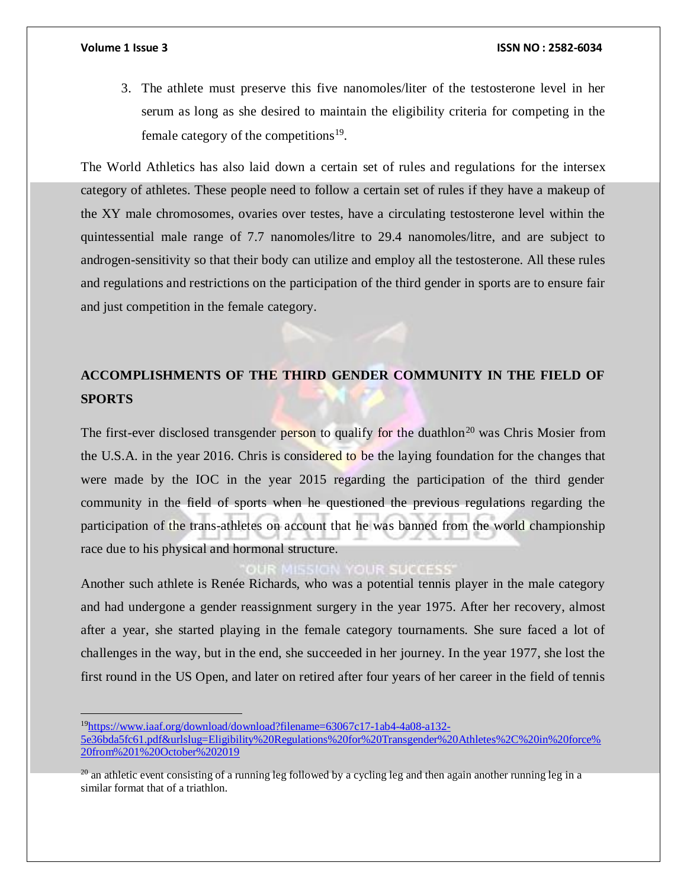3. The athlete must preserve this five nanomoles/liter of the testosterone level in her serum as long as she desired to maintain the eligibility criteria for competing in the female category of the competitions[19].

The World Athletics has also laid down a certain set of rules and regulations for the intersex category of athletes. These people need to follow a certain set of rules if they have a makeup of the XY male chromosomes, ovaries over testes, have a circulating testosterone level within the quintessential male range of 7.7 nanomoles/litre to 29.4 nanomoles/litre, and are subject to androgen-sensitivity so that their body can utilize and employ all the testosterone. All these rules and regulations and restrictions on the participation of the third gender in sports are to ensure fair and just competition in the female category.

## ACCOMPLISHMENTS OF THE THIRD GENDER COMMUNITY IN THE FIELD OF SPORTS

The first-ever disclosed transgender person to qualify for the duathlon[20] was Chris Mosier from the U.S.A. in the year 2016. Chris is considered to be the laying foundation for the changes that were made by the IOC in the year 2015 regarding the participation of the third gender community in the field of sports when he questioned the previous regulations regarding the participation of the trans-athletes on account that he was banned from the world championship race due to his physical and hormonal structure.

Another such athlete is Renée Richards, who was a potential tennis player in the male category and had undergone a gender reassignment surgery in the year 1975. After her recovery, almost after a year, she started playing in the female category tournaments. She sure faced a lot of challenges in the way, but in the end, she succeeded in her journey. In the year 1977, she lost the first round in the US Open, and later on retired after four years of her career in the field of tennis

---

[19] https://www.iaaf.org/download/download?filename=63067c17-1ab4-4a08-a132-5e36bda5fc61.pdf&urlslug=Eligibility%20Regulations%20for%20Transgender%20Athletes%2C%20in%20force%20from%201%20October%202019

[20] an athletic event consisting of a running leg followed by a cycling leg and then again another running leg in a similar format that of a triathlon.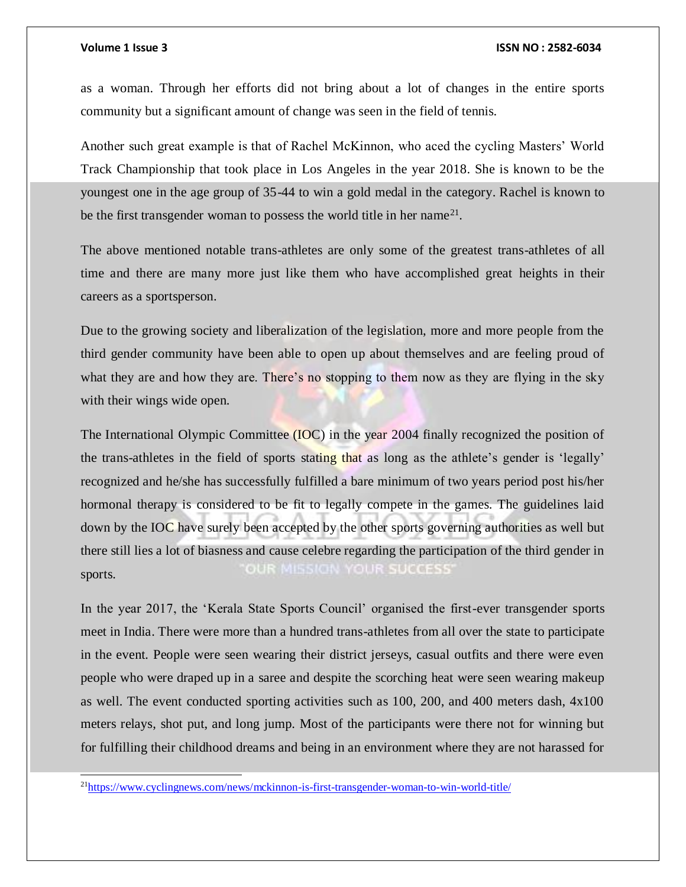as a woman. Through her efforts did not bring about a lot of changes in the entire sports community but a significant amount of change was seen in the field of tennis.

Another such great example is that of Rachel McKinnon, who aced the cycling Masters' World Track Championship that took place in Los Angeles in the year 2018. She is known to be the youngest one in the age group of 35-44 to win a gold medal in the category. Rachel is known to be the first transgender woman to possess the world title in her name[21].

The above mentioned notable trans-athletes are only some of the greatest trans-athletes of all time and there are many more just like them who have accomplished great heights in their careers as a sportsperson.

Due to the growing society and liberalization of the legislation, more and more people from the third gender community have been able to open up about themselves and are feeling proud of what they are and how they are. There's no stopping to them now as they are flying in the sky with their wings wide open.

The International Olympic Committee (IOC) in the year 2004 finally recognized the position of the trans-athletes in the field of sports stating that as long as the athlete's gender is 'legally' recognized and he/she has successfully fulfilled a bare minimum of two years period post his/her hormonal therapy is considered to be fit to legally compete in the games. The guidelines laid down by the IOC have surely been accepted by the other sports governing authorities as well but there still lies a lot of biasness and cause celebre regarding the participation of the third gender in sports.

In the year 2017, the 'Kerala State Sports Council' organised the first-ever transgender sports meet in India. There were more than a hundred trans-athletes from all over the state to participate in the event. People were seen wearing their district jerseys, casual outfits and there were even people who were draped up in a saree and despite the scorching heat were seen wearing makeup as well. The event conducted sporting activities such as 100, 200, and 400 meters dash, 4x100 meters relays, shot put, and long jump. Most of the participants were there not for winning but for fulfilling their childhood dreams and being in an environment where they are not harassed for

---

[21] https://www.cyclingnews.com/news/mckinnon-is-first-transgender-woman-to-win-world-title/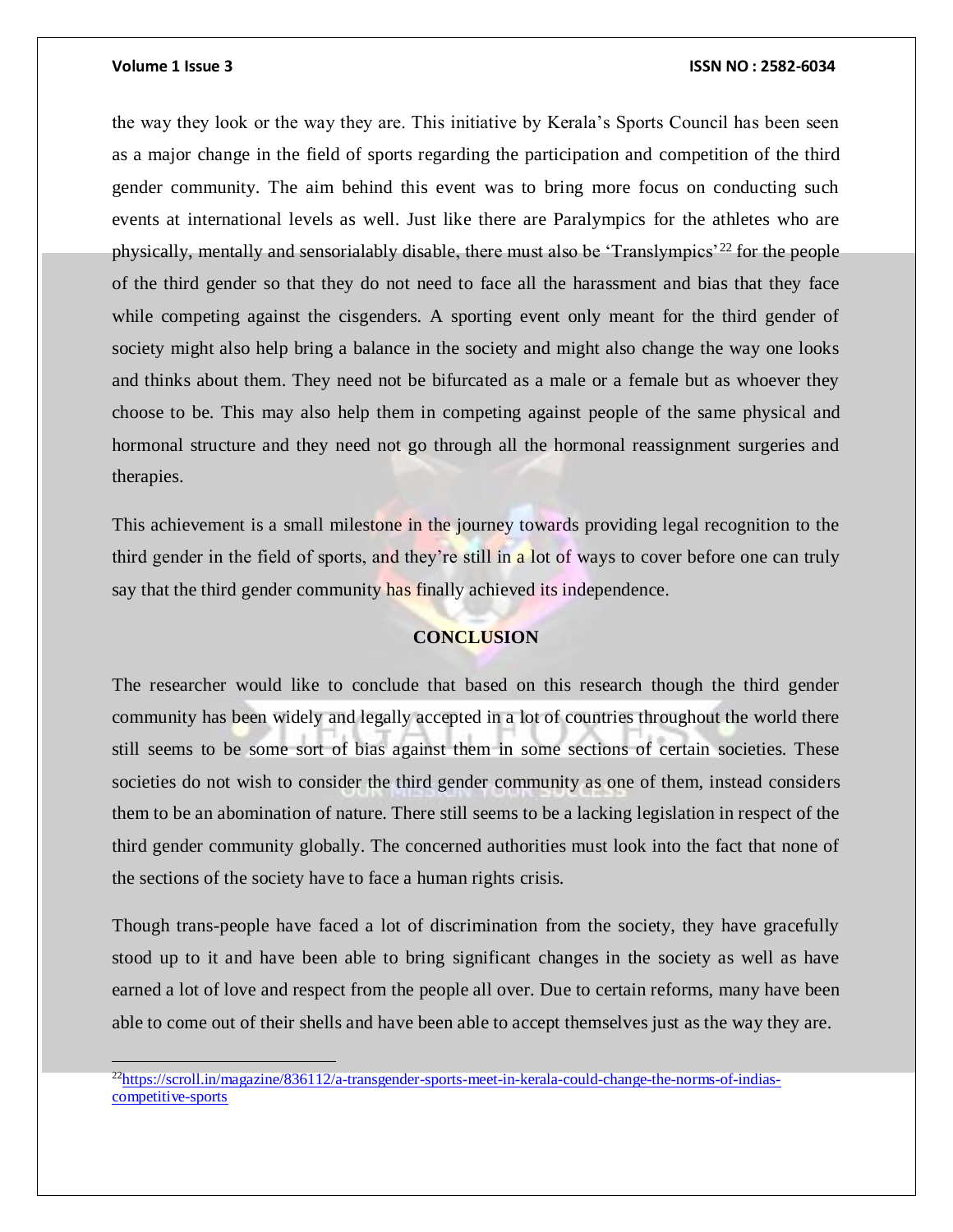the way they look or the way they are. This initiative by Kerala's Sports Council has been seen as a major change in the field of sports regarding the participation and competition of the third gender community. The aim behind this event was to bring more focus on conducting such events at international levels as well. Just like there are Paralympics for the athletes who are physically, mentally and sensorialably disable, there must also be 'Translympics'[22] for the people of the third gender so that they do not need to face all the harassment and bias that they face while competing against the cisgenders. A sporting event only meant for the third gender of society might also help bring a balance in the society and might also change the way one looks and thinks about them. They need not be bifurcated as a male or a female but as whoever they choose to be. This may also help them in competing against people of the same physical and hormonal structure and they need not go through all the hormonal reassignment surgeries and therapies.

This achievement is a small milestone in the journey towards providing legal recognition to the third gender in the field of sports, and they're still in a lot of ways to cover before one can truly say that the third gender community has finally achieved its independence.

## CONCLUSION

The researcher would like to conclude that based on this research though the third gender community has been widely and legally accepted in a lot of countries throughout the world there still seems to be some sort of bias against them in some sections of certain societies. These societies do not wish to consider the third gender community as one of them, instead considers them to be an abomination of nature. There still seems to be a lacking legislation in respect of the third gender community globally. The concerned authorities must look into the fact that none of the sections of the society have to face a human rights crisis.

Though trans-people have faced a lot of discrimination from the society, they have gracefully stood up to it and have been able to bring significant changes in the society as well as have earned a lot of love and respect from the people all over. Due to certain reforms, many have been able to come out of their shells and have been able to accept themselves just as the way they are.

---

[22] https://scroll.in/magazine/836112/a-transgender-sports-meet-in-kerala-could-change-the-norms-of-indias-competitive-sports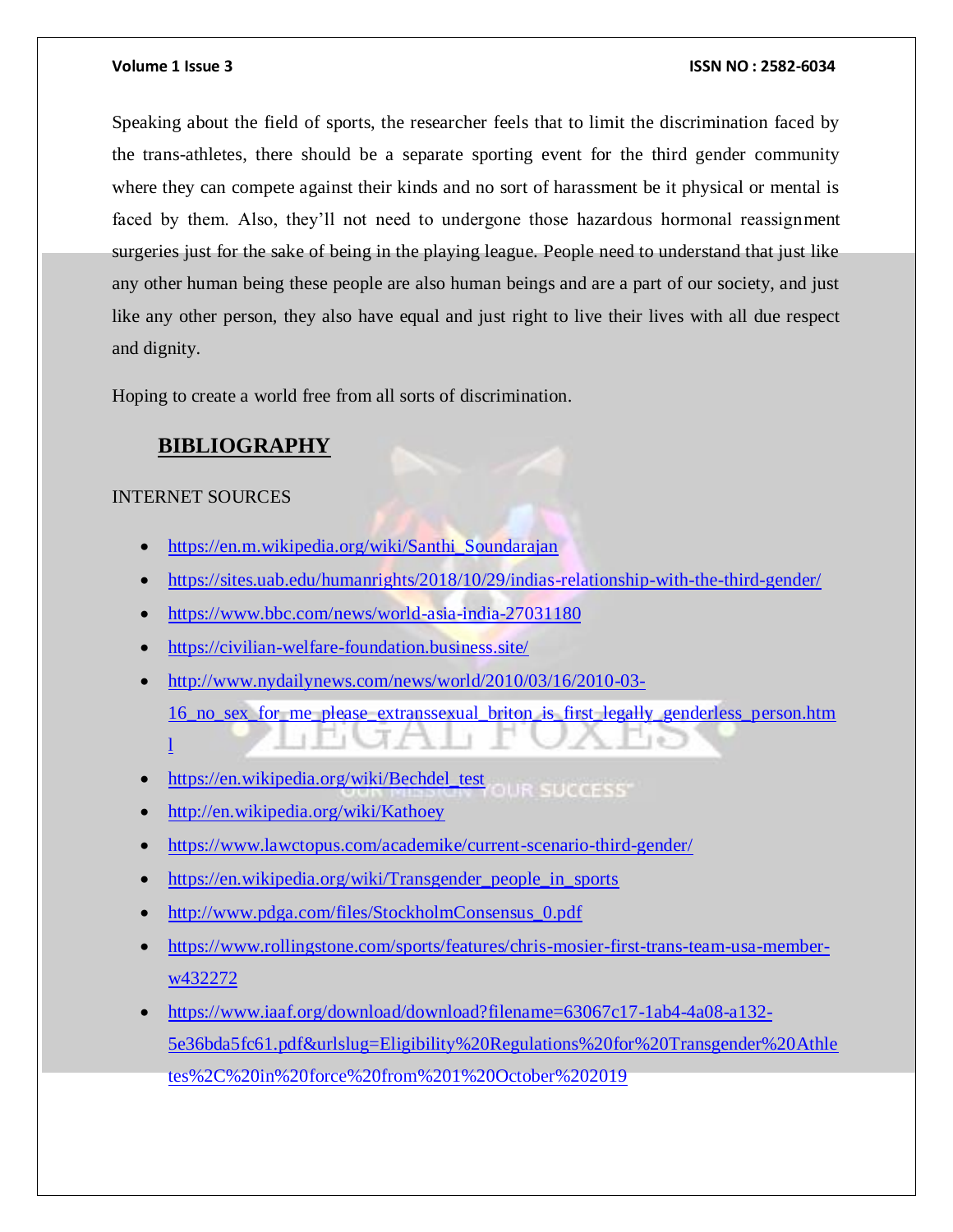Speaking about the field of sports, the researcher feels that to limit the discrimination faced by the trans-athletes, there should be a separate sporting event for the third gender community where they can compete against their kinds and no sort of harassment be it physical or mental is faced by them. Also, they'll not need to undergone those hazardous hormonal reassignment surgeries just for the sake of being in the playing league. People need to understand that just like any other human being these people are also human beings and are a part of our society, and just like any other person, they also have equal and just right to live their lives with all due respect and dignity.

Hoping to create a world free from all sorts of discrimination.

## BIBLIOGRAPHY

INTERNET SOURCES

- https://en.m.wikipedia.org/wiki/Santhi_Soundarajan
- https://sites.uab.edu/humanrights/2018/10/29/indias-relationship-with-the-third-gender/
- https://www.bbc.com/news/world-asia-india-27031180
- https://civilian-welfare-foundation.business.site/
- http://www.nydailynews.com/news/world/2010/03/16/2010-03-16_no_sex_for_me_please_extranssexual_briton_is_first_legally_genderless_person.html
- https://en.wikipedia.org/wiki/Bechdel_test
- http://en.wikipedia.org/wiki/Kathoey
- https://www.lawctopus.com/academike/current-scenario-third-gender/
- https://en.wikipedia.org/wiki/Transgender_people_in_sports
- http://www.pdga.com/files/StockholmConsensus_0.pdf
- https://www.rollingstone.com/sports/features/chris-mosier-first-trans-team-usa-member-w432272
- https://www.iaaf.org/download/download?filename=63067c17-1ab4-4a08-a132-5e36bda5fc61.pdf&urlslug=Eligibility%20Regulations%20for%20Transgender%20Athletes%2C%20in%20force%20from%201%20October%202019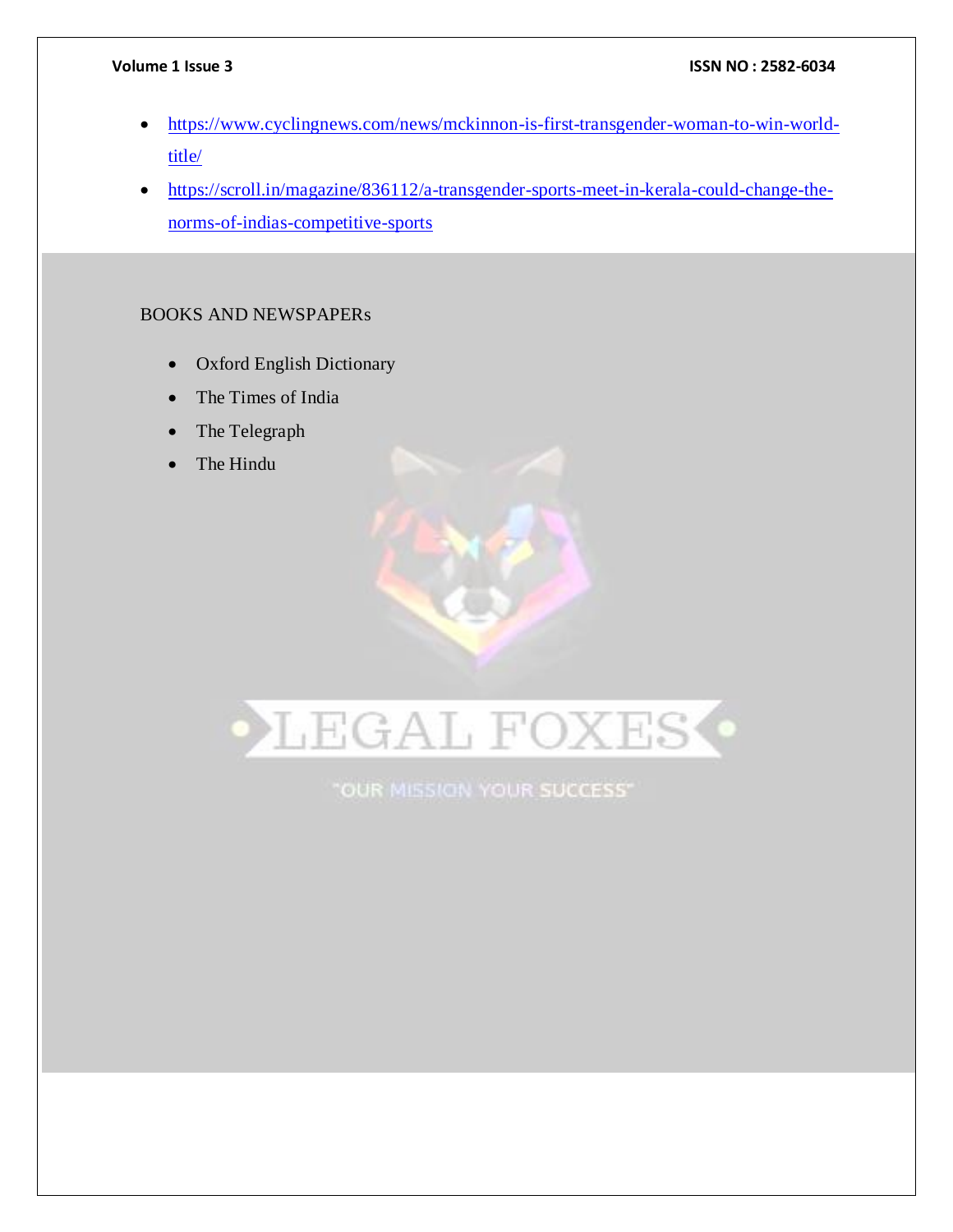- https://www.cyclingnews.com/news/mckinnon-is-first-transgender-woman-to-win-world-title/
- https://scroll.in/magazine/836112/a-transgender-sports-meet-in-kerala-could-change-the-norms-of-indias-competitive-sports

BOOKS AND NEWSPAPERs

- Oxford English Dictionary
- The Times of India
- The Telegraph
- The Hindu